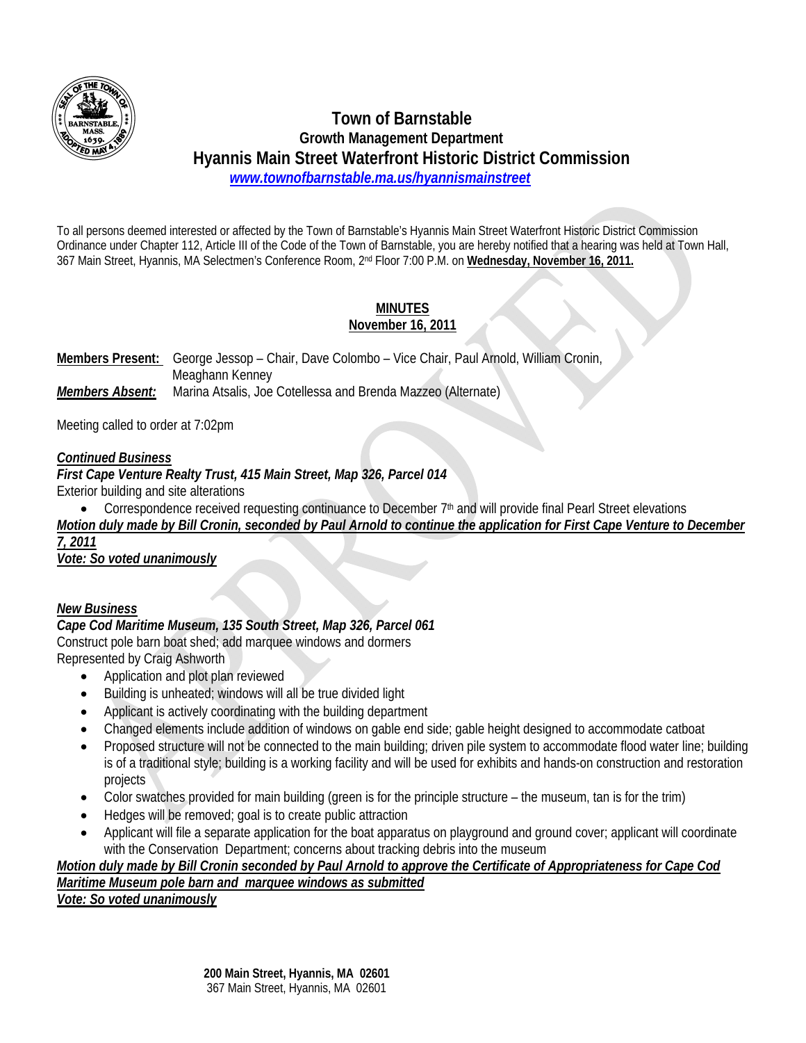# Town of Barnstable

## Growth Management Department

## Hyannis Main Street Waterfront Historic District Commission

[www.townofbarnstable.ma.us/hyannismainstreet](www.townofbarnstable.ma.us/hyannismainstreet)

To all persons deemed interested or affected by the Town of Barnstable's Hyannis Main Street Waterfront Historic District Commission Ordinance under Chapter 112, Article III of the Code of the Town of Barnstable, you are hereby notified that a hearing was held at Town Hall, 367 Main Street, Hyannis, MA Selectmen's Conference Room, 2nd Floor 7:00 P.M. on **Wednesday, November 16, 2011.**

**MINUTES**
**November 16, 2011**

**Members Present:** George Jessop – Chair, Dave Colombo – Vice Chair, Paul Arnold, William Cronin, Meaghann Kenney

***Members Absent:*** Marina Atsalis, Joe Cotellessa and Brenda Mazzeo (Alternate)

Meeting called to order at 7:02pm

***Continued Business***

***First Cape Venture Realty Trust, 415 Main Street, Map 326, Parcel 014***

Exterior building and site alterations

- Correspondence received requesting continuance to December 7th and will provide final Pearl Street elevations

***Motion duly made by Bill Cronin, seconded by Paul Arnold to continue the application for First Cape Venture to December 7, 2011***

***Vote: So voted unanimously***

***New Business***

***Cape Cod Maritime Museum, 135 South Street, Map 326, Parcel 061***

Construct pole barn boat shed; add marquee windows and dormers

Represented by Craig Ashworth

- Application and plot plan reviewed
- Building is unheated; windows will all be true divided light
- Applicant is actively coordinating with the building department
- Changed elements include addition of windows on gable end side; gable height designed to accommodate catboat
- Proposed structure will not be connected to the main building; driven pile system to accommodate flood water line; building is of a traditional style; building is a working facility and will be used for exhibits and hands-on construction and restoration projects
- Color swatches provided for main building (green is for the principle structure – the museum, tan is for the trim)
- Hedges will be removed; goal is to create public attraction
- Applicant will file a separate application for the boat apparatus on playground and ground cover; applicant will coordinate with the Conservation Department; concerns about tracking debris into the museum

***Motion duly made by Bill Cronin seconded by Paul Arnold to approve the Certificate of Appropriateness for Cape Cod Maritime Museum pole barn and marquee windows as submitted***

***Vote: So voted unanimously***

**200 Main Street, Hyannis, MA 02601**
367 Main Street, Hyannis, MA 02601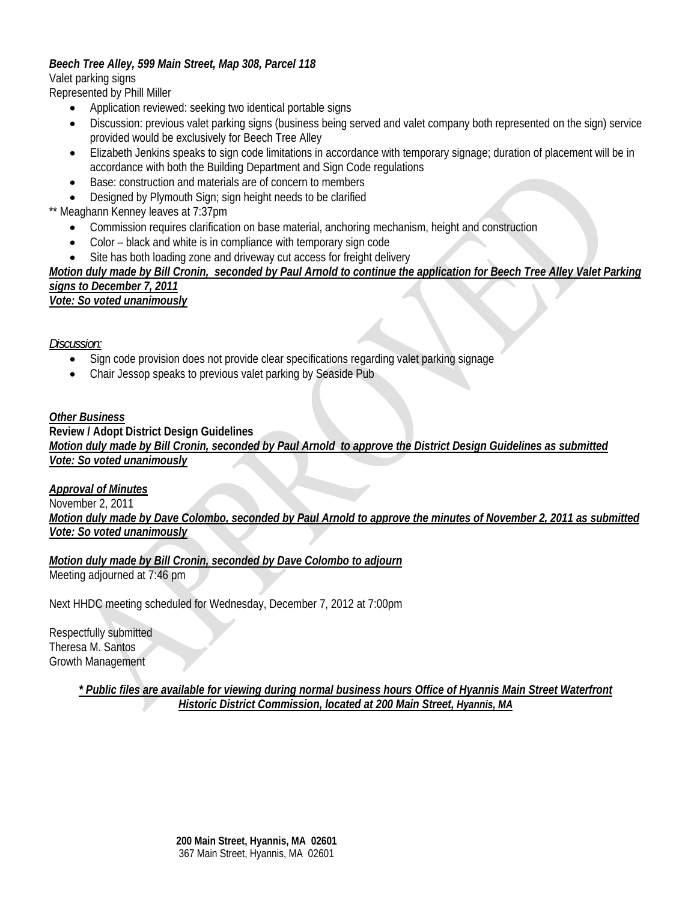***Beech Tree Alley, 599 Main Street, Map 308, Parcel 118***
Valet parking signs
Represented by Phill Miller

- Application reviewed: seeking two identical portable signs
- Discussion: previous valet parking signs (business being served and valet company both represented on the sign) service provided would be exclusively for Beech Tree Alley
- Elizabeth Jenkins speaks to sign code limitations in accordance with temporary signage; duration of placement will be in accordance with both the Building Department and Sign Code regulations
- Base: construction and materials are of concern to members
- Designed by Plymouth Sign; sign height needs to be clarified

** Meaghann Kenney leaves at 7:37pm

- Commission requires clarification on base material, anchoring mechanism, height and construction
- Color – black and white is in compliance with temporary sign code
- Site has both loading zone and driveway cut access for freight delivery

***Motion duly made by Bill Cronin, seconded by Paul Arnold to continue the application for Beech Tree Alley Valet Parking signs to December 7, 2011***
***Vote: So voted unanimously***

*Discussion:*

- Sign code provision does not provide clear specifications regarding valet parking signage
- Chair Jessop speaks to previous valet parking by Seaside Pub

***Other Business***
**Review / Adopt District Design Guidelines**
***Motion duly made by Bill Cronin, seconded by Paul Arnold to approve the District Design Guidelines as submitted***
***Vote: So voted unanimously***

***Approval of Minutes***
November 2, 2011
***Motion duly made by Dave Colombo, seconded by Paul Arnold to approve the minutes of November 2, 2011 as submitted***
***Vote: So voted unanimously***

***Motion duly made by Bill Cronin, seconded by Dave Colombo to adjourn***
Meeting adjourned at 7:46 pm

Next HHDC meeting scheduled for Wednesday, December 7, 2012 at 7:00pm

Respectfully submitted
Theresa M. Santos
Growth Management

***\* Public files are available for viewing during normal business hours Office of Hyannis Main Street Waterfront Historic District Commission, located at 200 Main Street, Hyannis, MA***

**200 Main Street, Hyannis, MA 02601**
367 Main Street, Hyannis, MA 02601